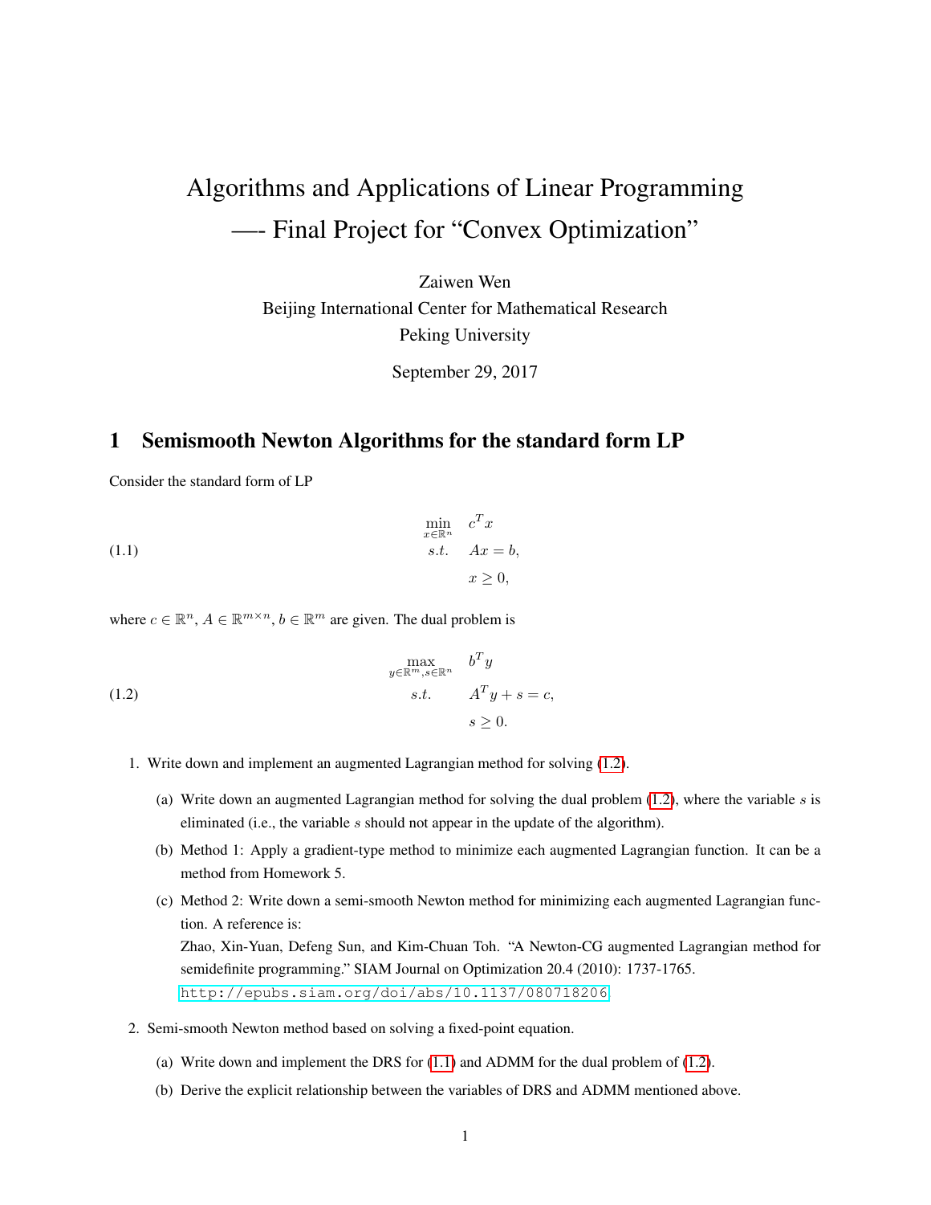# Algorithms and Applications of Linear Programming —- Final Project for "Convex Optimization"

Zaiwen Wen
Beijing International Center for Mathematical Research
Peking University

September 29, 2017

## 1 Semismooth Newton Algorithms for the standard form LP

Consider the standard form of LP

$$
\begin{aligned}
\min_{x \in \mathbb{R}^n} \quad & c^T x \\
s.t. \quad & Ax = b, \\
& x \geq 0,
\end{aligned} \tag{1.1}
$$

where $c \in \mathbb{R}^n$, $A \in \mathbb{R}^{m \times n}$, $b \in \mathbb{R}^m$ are given. The dual problem is

$$
\begin{aligned}
\max_{y \in \mathbb{R}^m, s \in \mathbb{R}^n} \quad & b^T y \\
s.t. \quad & A^T y + s = c, \\
& s \geq 0.
\end{aligned} \tag{1.2}
$$

1. Write down and implement an augmented Lagrangian method for solving (1.2).
   (a) Write down an augmented Lagrangian method for solving the dual problem (1.2), where the variable $s$ is eliminated (i.e., the variable $s$ should not appear in the update of the algorithm).
   (b) Method 1: Apply a gradient-type method to minimize each augmented Lagrangian function. It can be a method from Homework 5.
   (c) Method 2: Write down a semi-smooth Newton method for minimizing each augmented Lagrangian function. A reference is:
   Zhao, Xin-Yuan, Defeng Sun, and Kim-Chuan Toh. "A Newton-CG augmented Lagrangian method for semidefinite programming." SIAM Journal on Optimization 20.4 (2010): 1737-1765.
   http://epubs.siam.org/doi/abs/10.1137/080718206
2. Semi-smooth Newton method based on solving a fixed-point equation.
   (a) Write down and implement the DRS for (1.1) and ADMM for the dual problem of (1.2).
   (b) Derive the explicit relationship between the variables of DRS and ADMM mentioned above.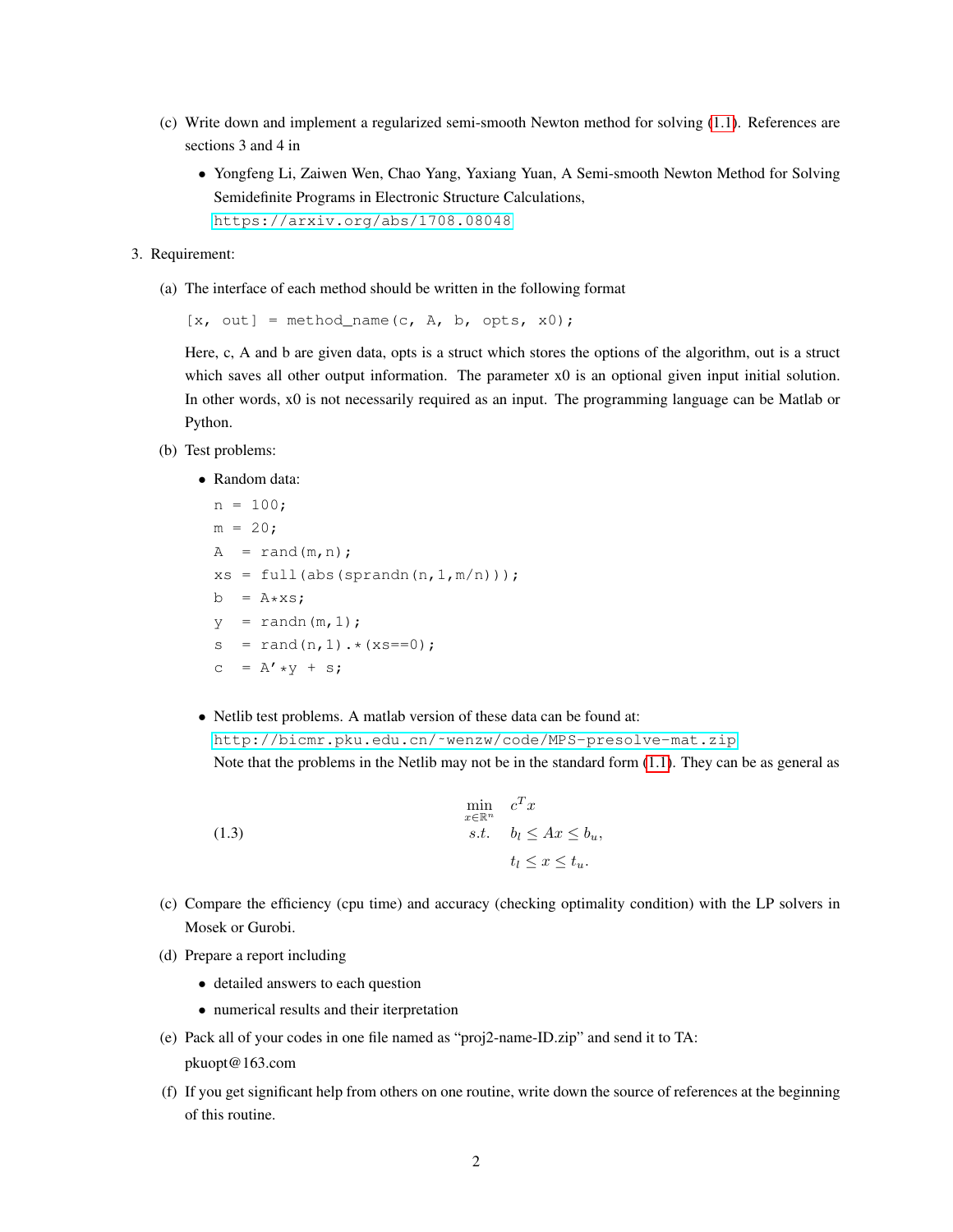(c) Write down and implement a regularized semi-smooth Newton method for solving (1.1). References are sections 3 and 4 in

- Yongfeng Li, Zaiwen Wen, Chao Yang, Yaxiang Yuan, A Semi-smooth Newton Method for Solving Semidefinite Programs in Electronic Structure Calculations, https://arxiv.org/abs/1708.08048

3. Requirement:

(a) The interface of each method should be written in the following format

```
[x, out] = method_name(c, A, b, opts, x0);
```

Here, c, A and b are given data, opts is a struct which stores the options of the algorithm, out is a struct which saves all other output information. The parameter x0 is an optional given input initial solution. In other words, x0 is not necessarily required as an input. The programming language can be Matlab or Python.

(b) Test problems:

- Random data:

```
n  = 100;
m  = 20;
A  = rand(m,n);
xs = full(abs(sprandn(n,1,m/n)));
b  = A*xs;
y  = randn(m,1);
s  = rand(n,1).*(xs==0);
c  = A'*y + s;
```

- Netlib test problems. A matlab version of these data can be found at: http://bicmr.pku.edu.cn/~wenzw/code/MPS-presolve-mat.zip
  Note that the problems in the Netlib may not be in the standard form (1.1). They can be as general as

$$
\begin{aligned}
\min_{x\in\mathbb{R}^n} \quad & c^T x \\
s.t. \quad & b_l \le Ax \le b_u, \\
& t_l \le x \le t_u.
\end{aligned}
\tag{1.3}
$$

(c) Compare the efficiency (cpu time) and accuracy (checking optimality condition) with the LP solvers in Mosek or Gurobi.

(d) Prepare a report including

- detailed answers to each question
- numerical results and their iterpretation

(e) Pack all of your codes in one file named as "proj2-name-ID.zip" and send it to TA: pkuopt@163.com

(f) If you get significant help from others on one routine, write down the source of references at the beginning of this routine.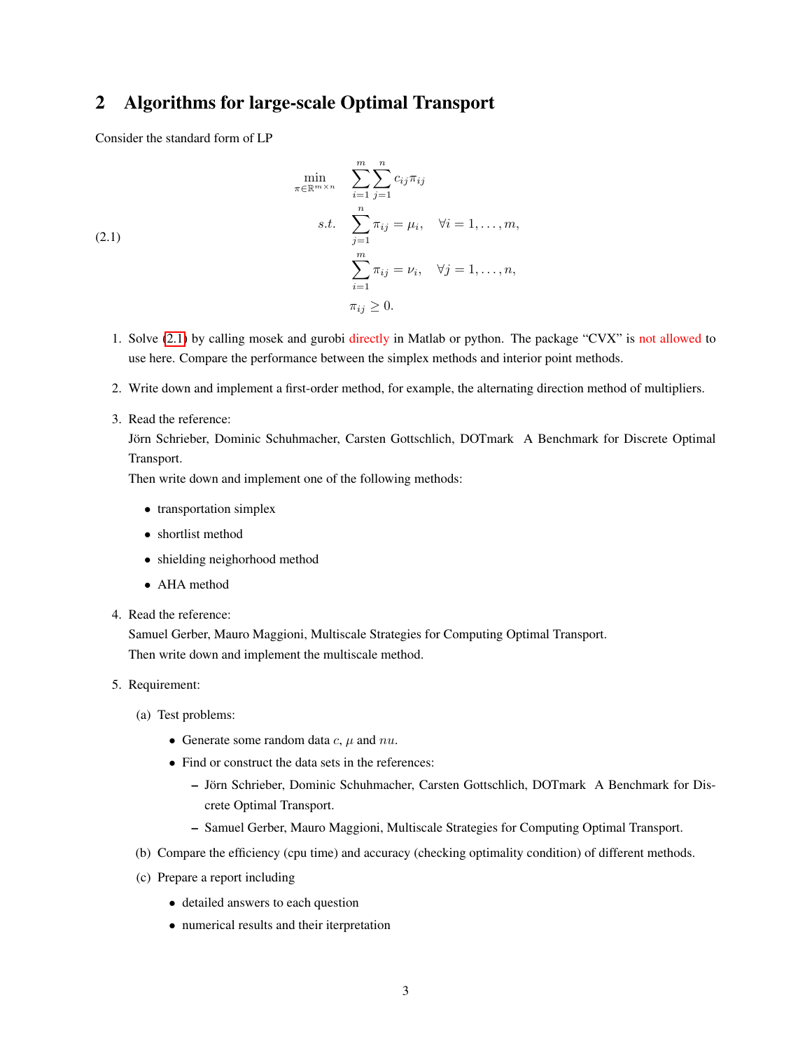## 2 Algorithms for large-scale Optimal Transport

Consider the standard form of LP

$$
\begin{aligned}
\min_{\pi \in \mathbb{R}^{m \times n}} \quad & \sum_{i=1}^{m} \sum_{j=1}^{n} c_{ij} \pi_{ij} \\
s.t. \quad & \sum_{j=1}^{n} \pi_{ij} = \mu_i, \quad \forall i = 1, \ldots, m, \\
& \sum_{i=1}^{m} \pi_{ij} = \nu_i, \quad \forall j = 1, \ldots, n, \\
& \pi_{ij} \geq 0.
\end{aligned} \tag{2.1}
$$

1. Solve (2.1) by calling mosek and gurobi directly in Matlab or python. The package "CVX" is not allowed to use here. Compare the performance between the simplex methods and interior point methods.
2. Write down and implement a first-order method, for example, the alternating direction method of multipliers.
3. Read the reference:
   Jörn Schrieber, Dominic Schuhmacher, Carsten Gottschlich, DOTmark A Benchmark for Discrete Optimal Transport.
   Then write down and implement one of the following methods:
   - transportation simplex
   - shortlist method
   - shielding neighorhood method
   - AHA method
4. Read the reference:
   Samuel Gerber, Mauro Maggioni, Multiscale Strategies for Computing Optimal Transport.
   Then write down and implement the multiscale method.
5. Requirement:
   (a) Test problems:
   - Generate some random data $c$, $\mu$ and $nu$.
   - Find or construct the data sets in the references:
     - Jörn Schrieber, Dominic Schuhmacher, Carsten Gottschlich, DOTmark A Benchmark for Discrete Optimal Transport.
     - Samuel Gerber, Mauro Maggioni, Multiscale Strategies for Computing Optimal Transport.

   (b) Compare the efficiency (cpu time) and accuracy (checking optimality condition) of different methods.

   (c) Prepare a report including
   - detailed answers to each question
   - numerical results and their iterpretation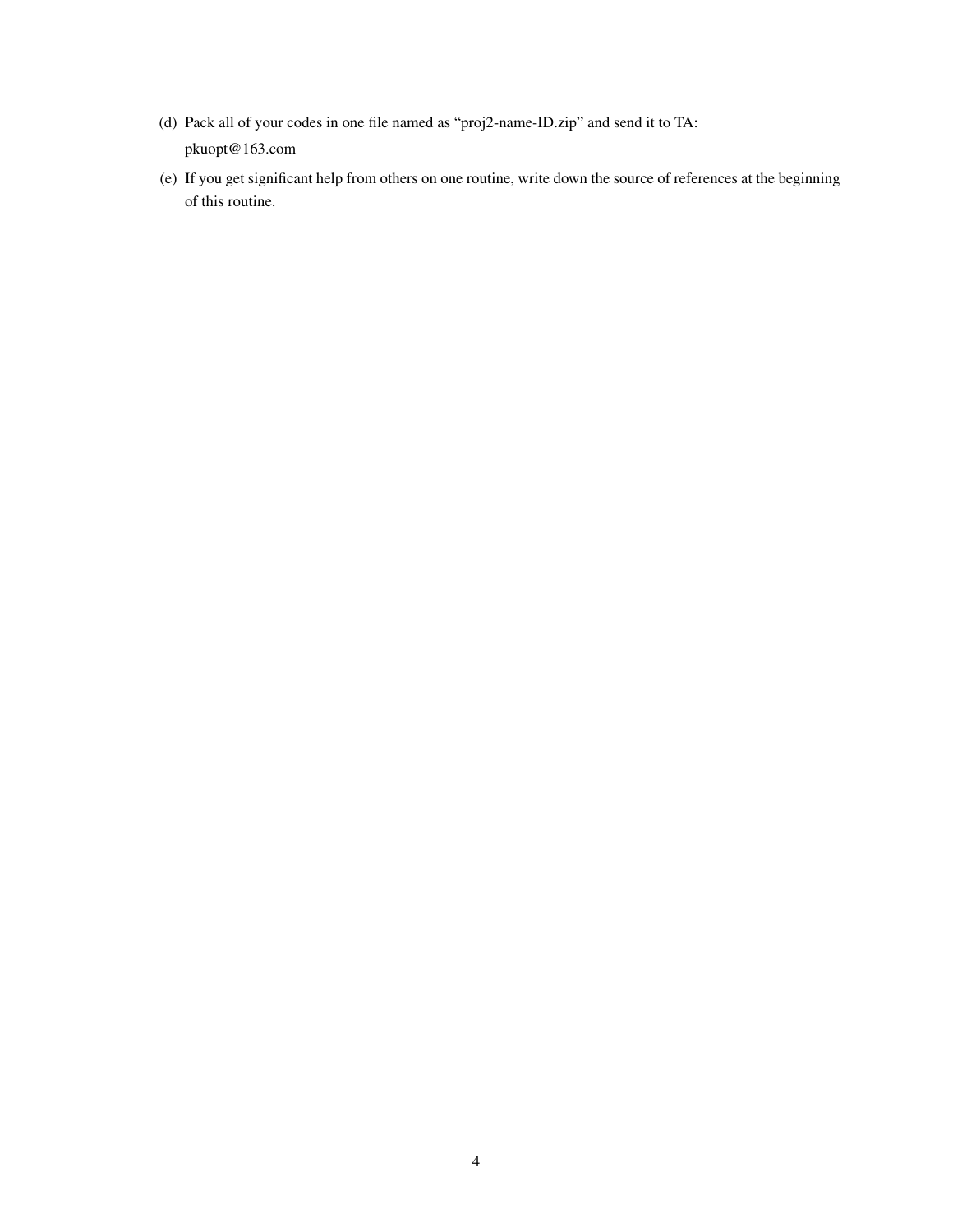(d) Pack all of your codes in one file named as "proj2-name-ID.zip" and send it to TA:
pkuopt@163.com

(e) If you get significant help from others on one routine, write down the source of references at the beginning of this routine.